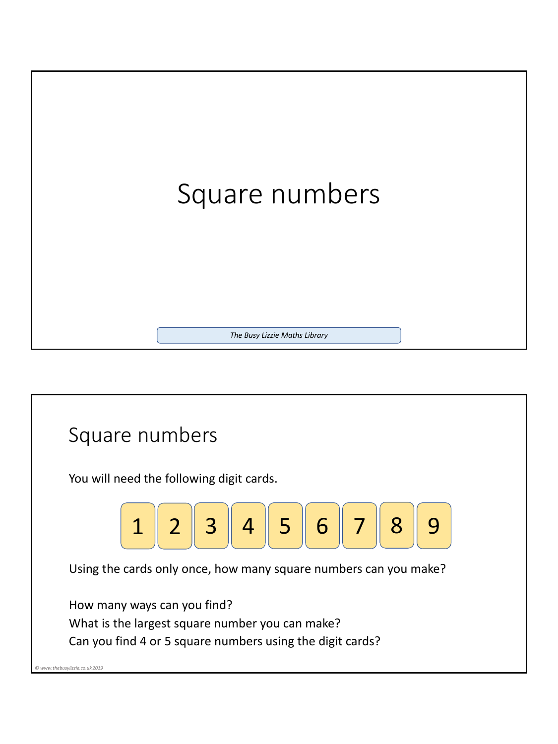# Square numbers

*The Busy Lizzie Maths Library*

## Square numbers

You will need the following digit cards.

| 1 | 2 | 3 | 4 | 5 | 6 | 7 | 8 | 9 |
|---|---|---|---|---|---|---|---|---|

Using the cards only once, how many square numbers can you make?

How many ways can you find?
What is the largest square number you can make?
Can you find 4 or 5 square numbers using the digit cards?

*© www.thebusylizzie.co.uk 2019*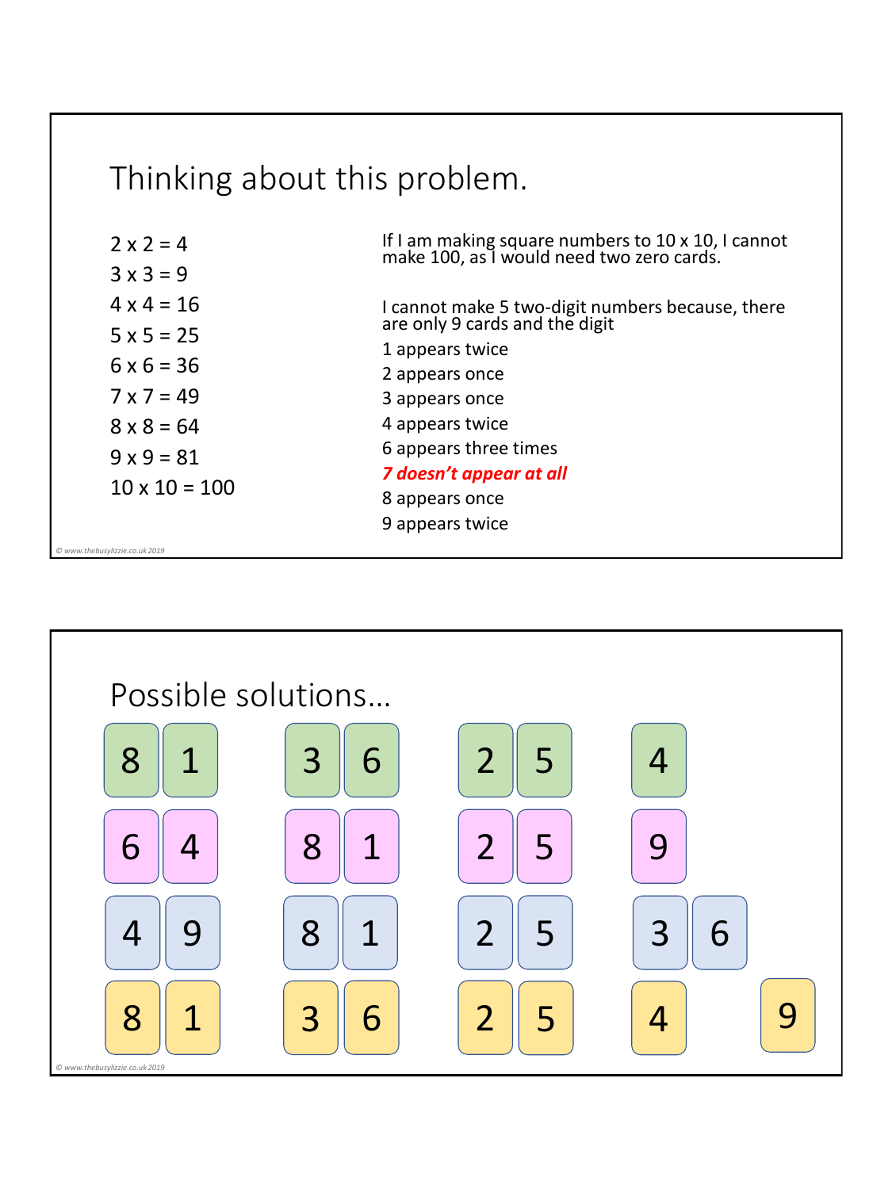## Thinking about this problem.

2 x 2 = 4

3 x 3 = 9

4 x 4 = 16

5 x 5 = 25

6 x 6 = 36

7 x 7 = 49

8 x 8 = 64

9 x 9 = 81

10 x 10 = 100

If I am making square numbers to 10 x 10, I cannot make 100, as I would need two zero cards.

I cannot make 5 two-digit numbers because, there are only 9 cards and the digit

1 appears twice

2 appears once

3 appears once

4 appears twice

6 appears three times

***7 doesn't appear at all***

8 appears once

9 appears twice

## Possible solutions…

| | | | | |
|---|---|---|---|---|
| 81 | 36 | 25 | 4 | |
| 64 | 81 | 25 | 9 | |
| 49 | 81 | 25 | 36 | |
| 81 | 36 | 25 | 4 | 9 |